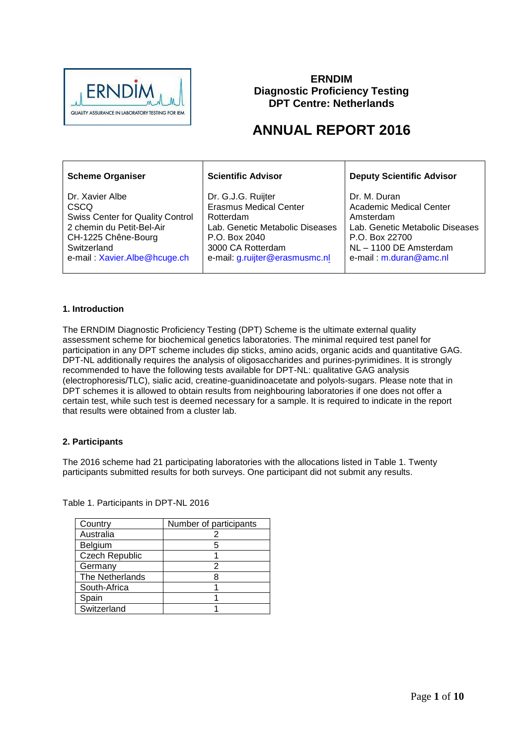# ERNDIM
## Diagnostic Proficiency Testing
## DPT Centre: Netherlands

# ANNUAL REPORT 2016

| Scheme Organiser | Scientific Advisor | Deputy Scientific Advisor |
|---|---|---|
| Dr. Xavier Albe<br>CSCQ<br>Swiss Center for Quality Control<br>2 chemin du Petit-Bel-Air<br>CH-1225 Chêne-Bourg<br>Switzerland<br>e-mail : Xavier.Albe@hcuge.ch | Dr. G.J.G. Ruijter<br>Erasmus Medical Center<br>Rotterdam<br>Lab. Genetic Metabolic Diseases<br>P.O. Box 2040<br>3000 CA Rotterdam<br>e-mail: g.ruijter@erasmusmc.nl | Dr. M. Duran<br>Academic Medical Center<br>Amsterdam<br>Lab. Genetic Metabolic Diseases<br>P.O. Box 22700<br>NL – 1100 DE Amsterdam<br>e-mail : m.duran@amc.nl |

### 1. Introduction

The ERNDIM Diagnostic Proficiency Testing (DPT) Scheme is the ultimate external quality assessment scheme for biochemical genetics laboratories. The minimal required test panel for participation in any DPT scheme includes dip sticks, amino acids, organic acids and quantitative GAG. DPT-NL additionally requires the analysis of oligosaccharides and purines-pyrimidines. It is strongly recommended to have the following tests available for DPT-NL: qualitative GAG analysis (electrophoresis/TLC), sialic acid, creatine-guanidinoacetate and polyols-sugars. Please note that in DPT schemes it is allowed to obtain results from neighbouring laboratories if one does not offer a certain test, while such test is deemed necessary for a sample. It is required to indicate in the report that results were obtained from a cluster lab.

### 2. Participants

The 2016 scheme had 21 participating laboratories with the allocations listed in Table 1. Twenty participants submitted results for both surveys. One participant did not submit any results.

Table 1. Participants in DPT-NL 2016

| Country | Number of participants |
|---|---|
| Australia | 2 |
| Belgium | 5 |
| Czech Republic | 1 |
| Germany | 2 |
| The Netherlands | 8 |
| South-Africa | 1 |
| Spain | 1 |
| Switzerland | 1 |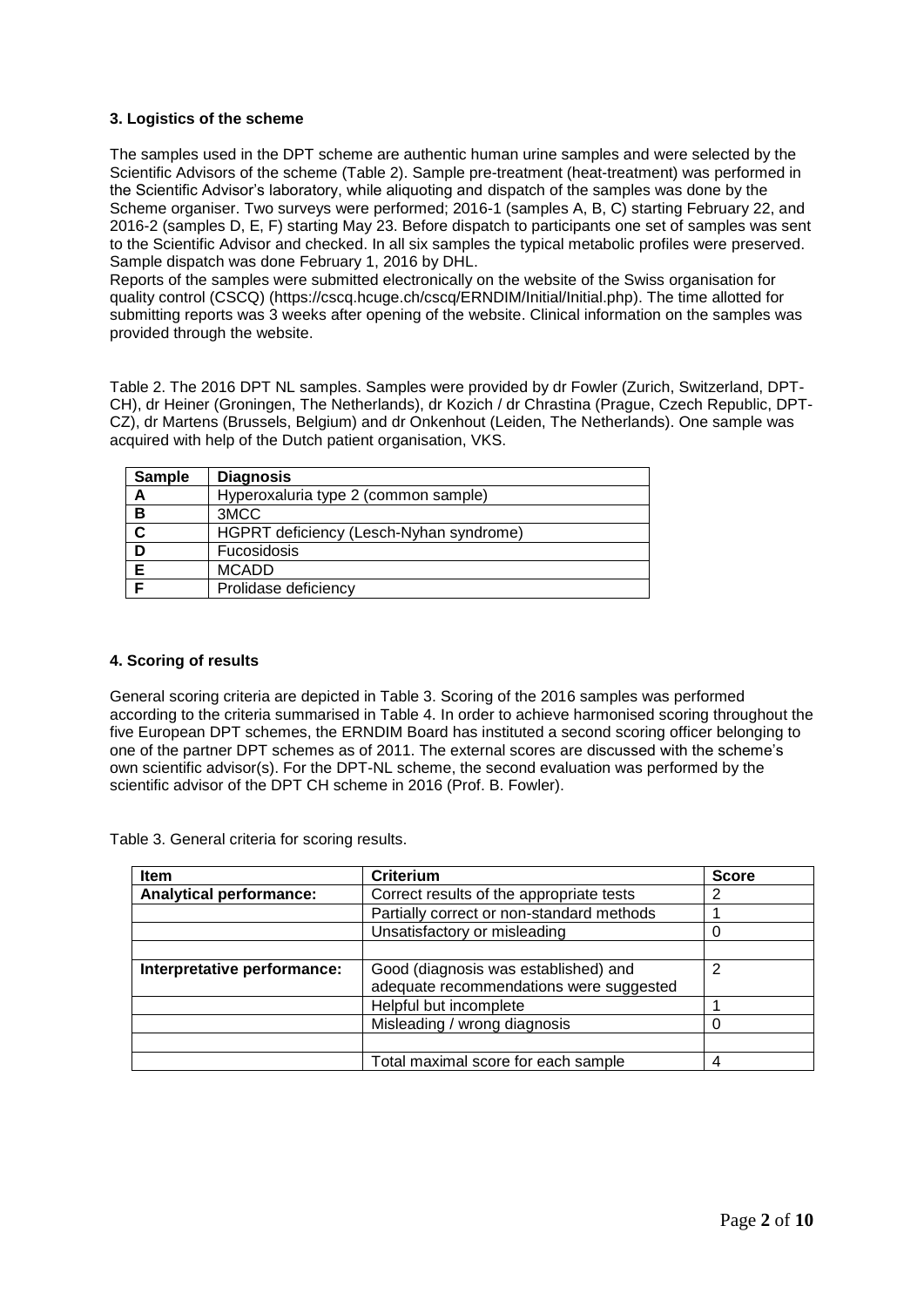### 3. Logistics of the scheme

The samples used in the DPT scheme are authentic human urine samples and were selected by the Scientific Advisors of the scheme (Table 2). Sample pre-treatment (heat-treatment) was performed in the Scientific Advisor's laboratory, while aliquoting and dispatch of the samples was done by the Scheme organiser. Two surveys were performed; 2016-1 (samples A, B, C) starting February 22, and 2016-2 (samples D, E, F) starting May 23. Before dispatch to participants one set of samples was sent to the Scientific Advisor and checked. In all six samples the typical metabolic profiles were preserved. Sample dispatch was done February 1, 2016 by DHL.
Reports of the samples were submitted electronically on the website of the Swiss organisation for quality control (CSCQ) (https://cscq.hcuge.ch/cscq/ERNDIM/Initial/Initial.php). The time allotted for submitting reports was 3 weeks after opening of the website. Clinical information on the samples was provided through the website.

Table 2. The 2016 DPT NL samples. Samples were provided by dr Fowler (Zurich, Switzerland, DPT-CH), dr Heiner (Groningen, The Netherlands), dr Kozich / dr Chrastina (Prague, Czech Republic, DPT-CZ), dr Martens (Brussels, Belgium) and dr Onkenhout (Leiden, The Netherlands). One sample was acquired with help of the Dutch patient organisation, VKS.

| Sample | Diagnosis |
|---|---|
| A | Hyperoxaluria type 2 (common sample) |
| B | 3MCC |
| C | HGPRT deficiency (Lesch-Nyhan syndrome) |
| D | Fucosidosis |
| E | MCADD |
| F | Prolidase deficiency |

### 4. Scoring of results

General scoring criteria are depicted in Table 3. Scoring of the 2016 samples was performed according to the criteria summarised in Table 4. In order to achieve harmonised scoring throughout the five European DPT schemes, the ERNDIM Board has instituted a second scoring officer belonging to one of the partner DPT schemes as of 2011. The external scores are discussed with the scheme's own scientific advisor(s). For the DPT-NL scheme, the second evaluation was performed by the scientific advisor of the DPT CH scheme in 2016 (Prof. B. Fowler).

Table 3. General criteria for scoring results.

| Item | Criterium | Score |
|---|---|---|
| **Analytical performance:** | Correct results of the appropriate tests | 2 |
| | Partially correct or non-standard methods | 1 |
| | Unsatisfactory or misleading | 0 |
| | | |
| **Interpretative performance:** | Good (diagnosis was established) and adequate recommendations were suggested | 2 |
| | Helpful but incomplete | 1 |
| | Misleading / wrong diagnosis | 0 |
| | | |
| | Total maximal score for each sample | 4 |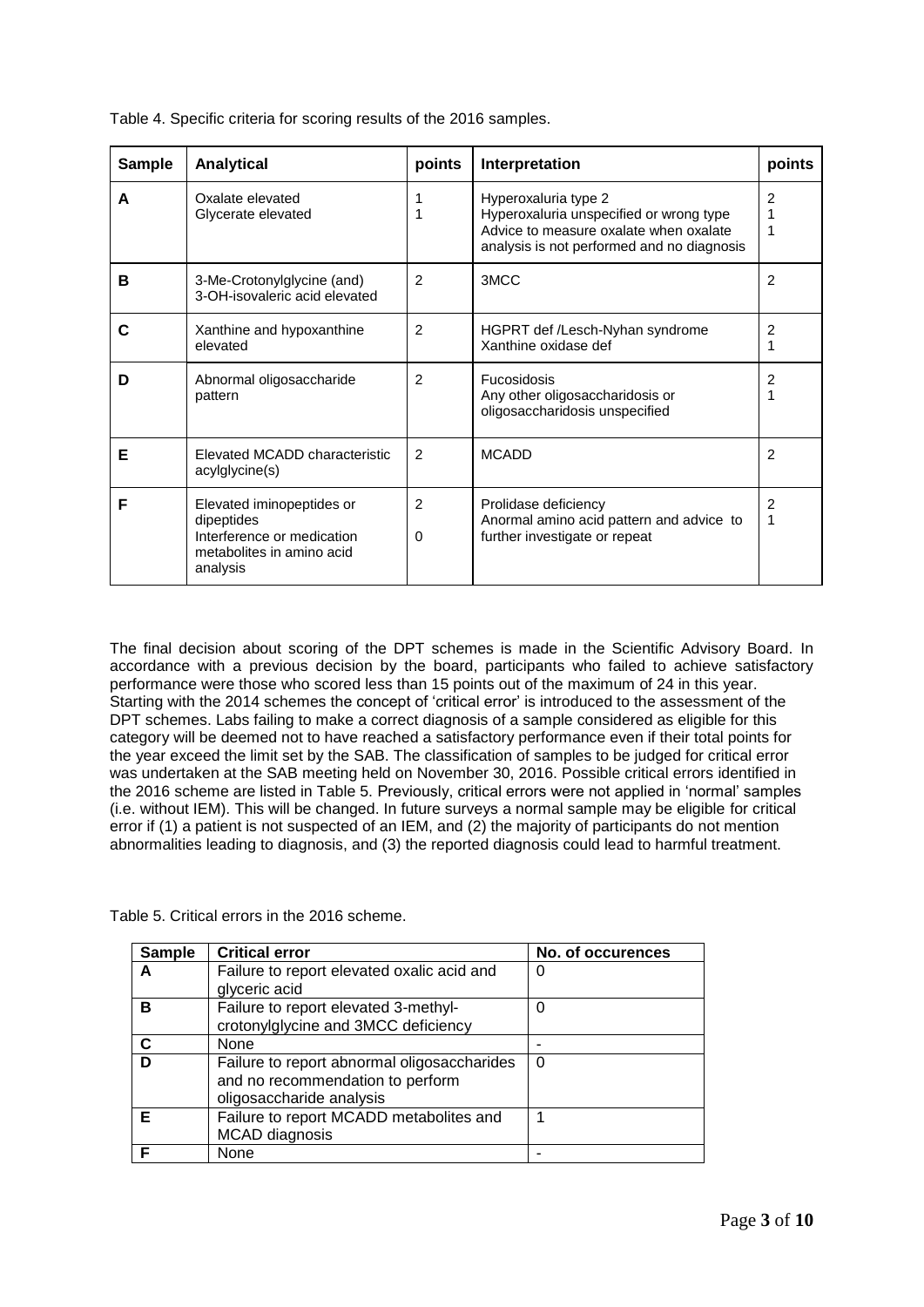Table 4. Specific criteria for scoring results of the 2016 samples.

| Sample | Analytical | points | Interpretation | points |
|---|---|---|---|---|
| A | Oxalate elevated<br>Glycerate elevated | 1<br>1 | Hyperoxaluria type 2<br>Hyperoxaluria unspecified or wrong type<br>Advice to measure oxalate when oxalate analysis is not performed and no diagnosis | 2<br>1<br>1 |
| B | 3-Me-Crotonylglycine (and) 3-OH-isovaleric acid elevated | 2 | 3MCC | 2 |
| C | Xanthine and hypoxanthine elevated | 2 | HGPRT def /Lesch-Nyhan syndrome<br>Xanthine oxidase def | 2<br>1 |
| D | Abnormal oligosaccharide pattern | 2 | Fucosidosis<br>Any other oligosaccharidosis or oligosaccharidosis unspecified | 2<br>1 |
| E | Elevated MCADD characteristic acylglycine(s) | 2 | MCADD | 2 |
| F | Elevated iminopeptides or dipeptides<br>Interference or medication metabolites in amino acid analysis | 2<br><br>0 | Prolidase deficiency<br>Anormal amino acid pattern and advice to further investigate or repeat | 2<br>1 |

The final decision about scoring of the DPT schemes is made in the Scientific Advisory Board. In accordance with a previous decision by the board, participants who failed to achieve satisfactory performance were those who scored less than 15 points out of the maximum of 24 in this year. Starting with the 2014 schemes the concept of 'critical error' is introduced to the assessment of the DPT schemes. Labs failing to make a correct diagnosis of a sample considered as eligible for this category will be deemed not to have reached a satisfactory performance even if their total points for the year exceed the limit set by the SAB. The classification of samples to be judged for critical error was undertaken at the SAB meeting held on November 30, 2016. Possible critical errors identified in the 2016 scheme are listed in Table 5. Previously, critical errors were not applied in 'normal' samples (i.e. without IEM). This will be changed. In future surveys a normal sample may be eligible for critical error if (1) a patient is not suspected of an IEM, and (2) the majority of participants do not mention abnormalities leading to diagnosis, and (3) the reported diagnosis could lead to harmful treatment.

Table 5. Critical errors in the 2016 scheme.

| Sample | Critical error | No. of occurences |
|---|---|---|
| A | Failure to report elevated oxalic acid and glyceric acid | 0 |
| B | Failure to report elevated 3-methyl-crotonylglycine and 3MCC deficiency | 0 |
| C | None | - |
| D | Failure to report abnormal oligosaccharides and no recommendation to perform oligosaccharide analysis | 0 |
| E | Failure to report MCADD metabolites and MCAD diagnosis | 1 |
| F | None | - |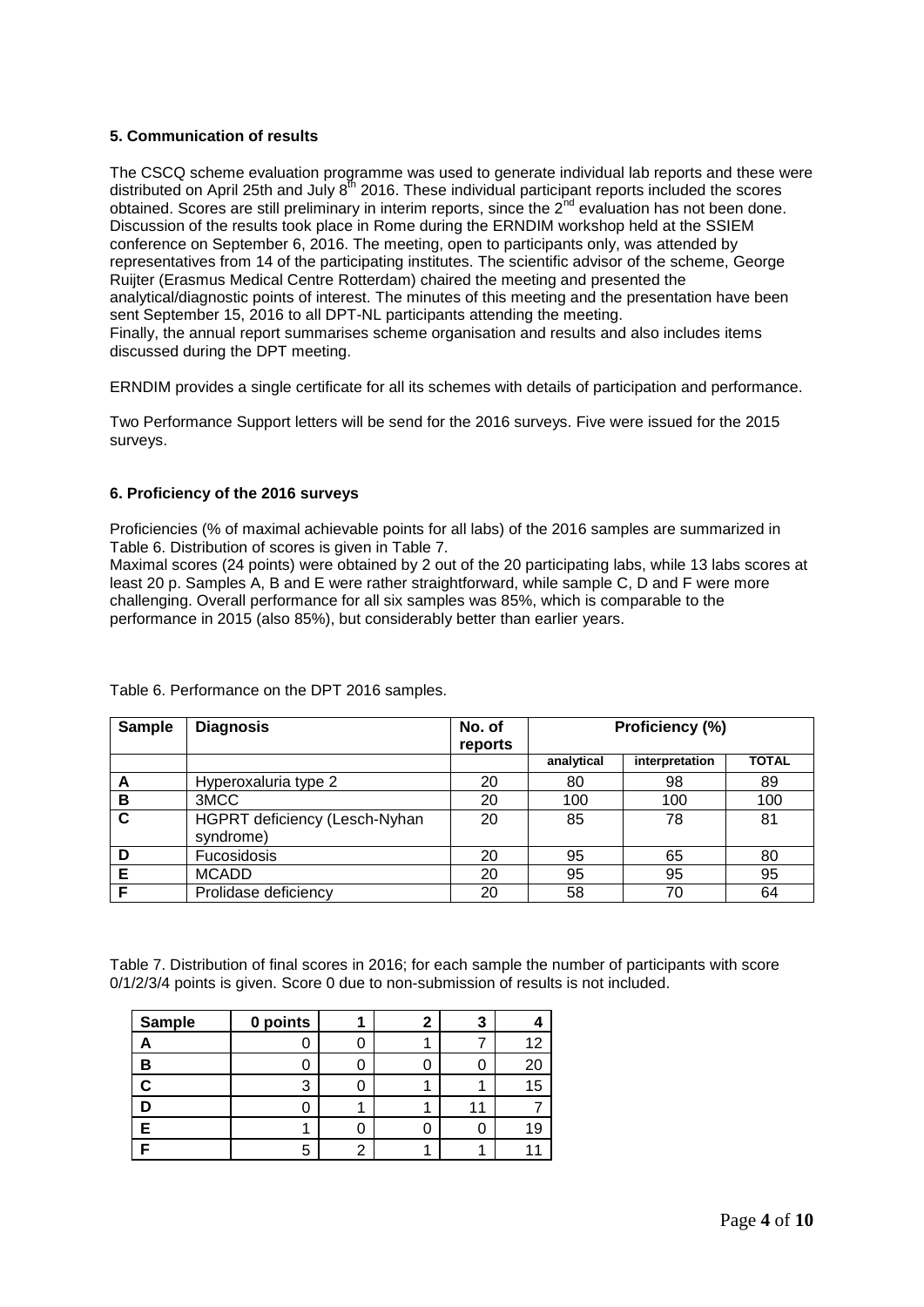## 5. Communication of results

The CSCQ scheme evaluation programme was used to generate individual lab reports and these were distributed on April 25th and July 8th 2016. These individual participant reports included the scores obtained. Scores are still preliminary in interim reports, since the 2nd evaluation has not been done. Discussion of the results took place in Rome during the ERNDIM workshop held at the SSIEM conference on September 6, 2016. The meeting, open to participants only, was attended by representatives from 14 of the participating institutes. The scientific advisor of the scheme, George Ruijter (Erasmus Medical Centre Rotterdam) chaired the meeting and presented the analytical/diagnostic points of interest. The minutes of this meeting and the presentation have been sent September 15, 2016 to all DPT-NL participants attending the meeting.
Finally, the annual report summarises scheme organisation and results and also includes items discussed during the DPT meeting.

ERNDIM provides a single certificate for all its schemes with details of participation and performance.

Two Performance Support letters will be send for the 2016 surveys. Five were issued for the 2015 surveys.

## 6. Proficiency of the 2016 surveys

Proficiencies (% of maximal achievable points for all labs) of the 2016 samples are summarized in Table 6. Distribution of scores is given in Table 7.
Maximal scores (24 points) were obtained by 2 out of the 20 participating labs, while 13 labs scores at least 20 p. Samples A, B and E were rather straightforward, while sample C, D and F were more challenging. Overall performance for all six samples was 85%, which is comparable to the performance in 2015 (also 85%), but considerably better than earlier years.

Table 6. Performance on the DPT 2016 samples.

| Sample | Diagnosis | No. of reports | Proficiency (%) | | |
|---|---|---|---|---|---|
| | | | analytical | interpretation | TOTAL |
| A | Hyperoxaluria type 2 | 20 | 80 | 98 | 89 |
| B | 3MCC | 20 | 100 | 100 | 100 |
| C | HGPRT deficiency (Lesch-Nyhan syndrome) | 20 | 85 | 78 | 81 |
| D | Fucosidosis | 20 | 95 | 65 | 80 |
| E | MCADD | 20 | 95 | 95 | 95 |
| F | Prolidase deficiency | 20 | 58 | 70 | 64 |

Table 7. Distribution of final scores in 2016; for each sample the number of participants with score 0/1/2/3/4 points is given. Score 0 due to non-submission of results is not included.

| Sample | 0 points | 1 | 2 | 3 | 4 |
|---|---|---|---|---|---|
| A | 0 | 0 | 1 | 7 | 12 |
| B | 0 | 0 | 0 | 0 | 20 |
| C | 3 | 0 | 1 | 1 | 15 |
| D | 0 | 1 | 1 | 11 | 7 |
| E | 1 | 0 | 0 | 0 | 19 |
| F | 5 | 2 | 1 | 1 | 11 |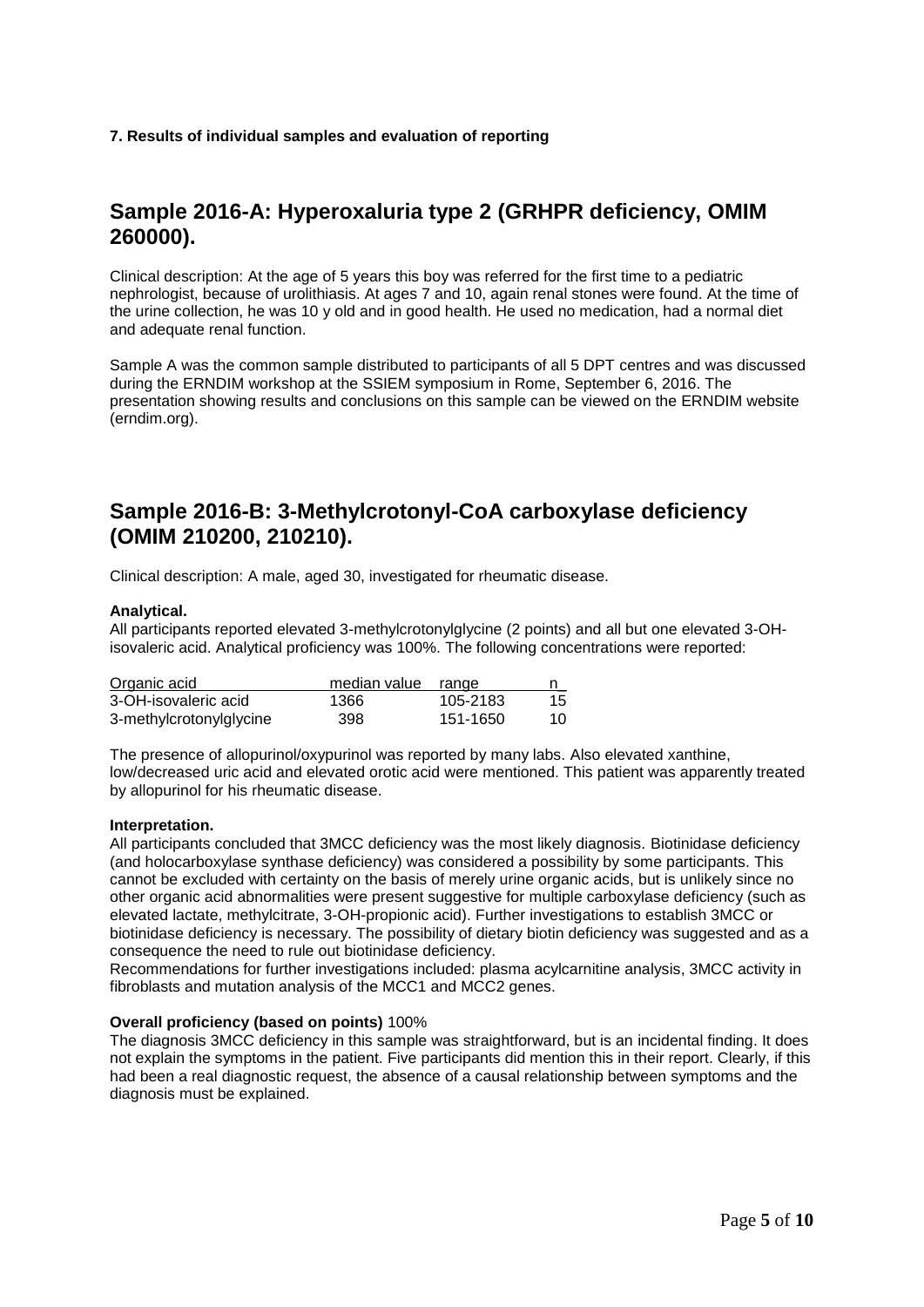**7. Results of individual samples and evaluation of reporting**

## Sample 2016-A: Hyperoxaluria type 2 (GRHPR deficiency, OMIM 260000).

Clinical description: At the age of 5 years this boy was referred for the first time to a pediatric nephrologist, because of urolithiasis. At ages 7 and 10, again renal stones were found. At the time of the urine collection, he was 10 y old and in good health. He used no medication, had a normal diet and adequate renal function.

Sample A was the common sample distributed to participants of all 5 DPT centres and was discussed during the ERNDIM workshop at the SSIEM symposium in Rome, September 6, 2016. The presentation showing results and conclusions on this sample can be viewed on the ERNDIM website (erndim.org).

## Sample 2016-B: 3-Methylcrotonyl-CoA carboxylase deficiency (OMIM 210200, 210210).

Clinical description: A male, aged 30, investigated for rheumatic disease.

**Analytical.**

All participants reported elevated 3-methylcrotonylglycine (2 points) and all but one elevated 3-OH-isovaleric acid. Analytical proficiency was 100%. The following concentrations were reported:

| Organic acid | median value | range | n |
|---|---|---|---|
| 3-OH-isovaleric acid | 1366 | 105-2183 | 15 |
| 3-methylcrotonylglycine | 398 | 151-1650 | 10 |

The presence of allopurinol/oxypurinol was reported by many labs. Also elevated xanthine, low/decreased uric acid and elevated orotic acid were mentioned. This patient was apparently treated by allopurinol for his rheumatic disease.

**Interpretation.**

All participants concluded that 3MCC deficiency was the most likely diagnosis. Biotinidase deficiency (and holocarboxylase synthase deficiency) was considered a possibility by some participants. This cannot be excluded with certainty on the basis of merely urine organic acids, but is unlikely since no other organic acid abnormalities were present suggestive for multiple carboxylase deficiency (such as elevated lactate, methylcitrate, 3-OH-propionic acid). Further investigations to establish 3MCC or biotinidase deficiency is necessary. The possibility of dietary biotin deficiency was suggested and as a consequence the need to rule out biotinidase deficiency.

Recommendations for further investigations included: plasma acylcarnitine analysis, 3MCC activity in fibroblasts and mutation analysis of the MCC1 and MCC2 genes.

**Overall proficiency (based on points)** 100%

The diagnosis 3MCC deficiency in this sample was straightforward, but is an incidental finding. It does not explain the symptoms in the patient. Five participants did mention this in their report. Clearly, if this had been a real diagnostic request, the absence of a causal relationship between symptoms and the diagnosis must be explained.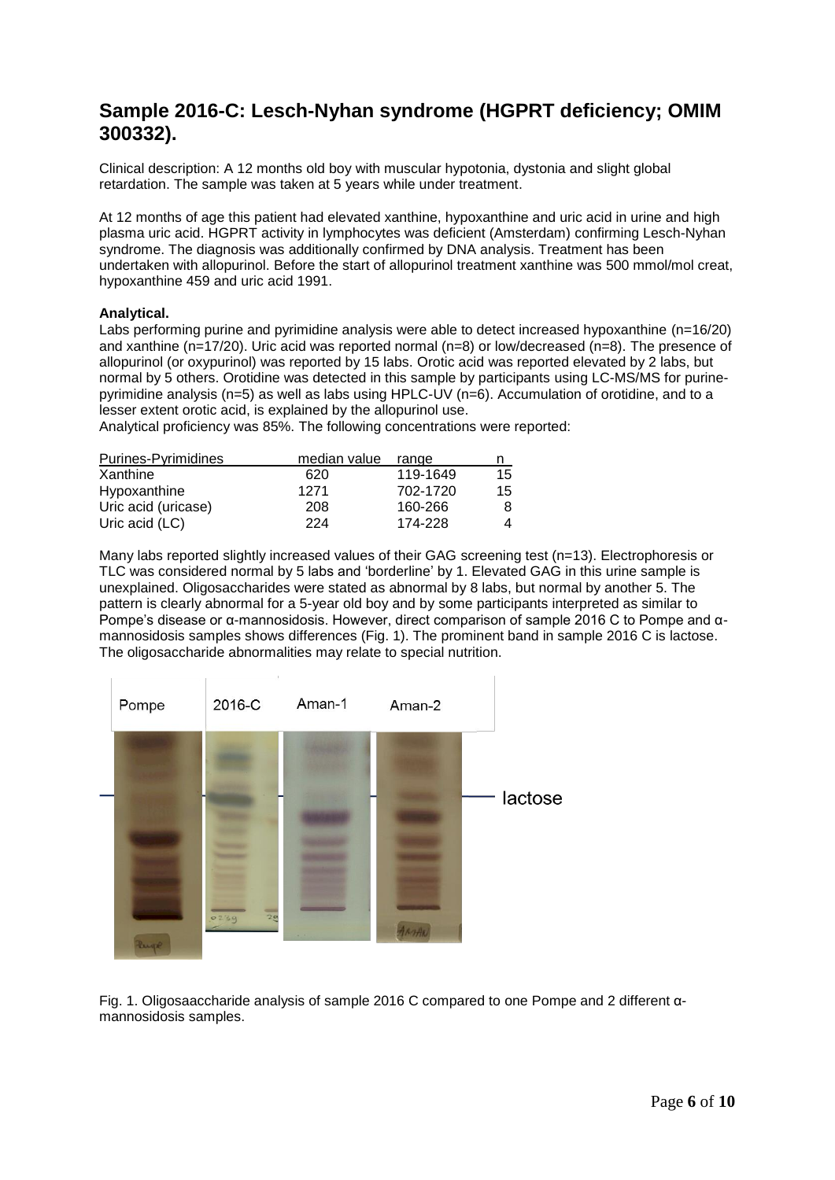## Sample 2016-C: Lesch-Nyhan syndrome (HGPRT deficiency; OMIM 300332).

Clinical description: A 12 months old boy with muscular hypotonia, dystonia and slight global retardation. The sample was taken at 5 years while under treatment.

At 12 months of age this patient had elevated xanthine, hypoxanthine and uric acid in urine and high plasma uric acid. HGPRT activity in lymphocytes was deficient (Amsterdam) confirming Lesch-Nyhan syndrome. The diagnosis was additionally confirmed by DNA analysis. Treatment has been undertaken with allopurinol. Before the start of allopurinol treatment xanthine was 500 mmol/mol creat, hypoxanthine 459 and uric acid 1991.

**Analytical.**

Labs performing purine and pyrimidine analysis were able to detect increased hypoxanthine (n=16/20) and xanthine (n=17/20). Uric acid was reported normal (n=8) or low/decreased (n=8). The presence of allopurinol (or oxypurinol) was reported by 15 labs. Orotic acid was reported elevated by 2 labs, but normal by 5 others. Orotidine was detected in this sample by participants using LC-MS/MS for purine-pyrimidine analysis (n=5) as well as labs using HPLC-UV (n=6). Accumulation of orotidine, and to a lesser extent orotic acid, is explained by the allopurinol use.

Analytical proficiency was 85%. The following concentrations were reported:

| Purines-Pyrimidines | median value | range | n |
|---|---|---|---|
| Xanthine | 620 | 119-1649 | 15 |
| Hypoxanthine | 1271 | 702-1720 | 15 |
| Uric acid (uricase) | 208 | 160-266 | 8 |
| Uric acid (LC) | 224 | 174-228 | 4 |

Many labs reported slightly increased values of their GAG screening test (n=13). Electrophoresis or TLC was considered normal by 5 labs and 'borderline' by 1. Elevated GAG in this urine sample is unexplained. Oligosaccharides were stated as abnormal by 8 labs, but normal by another 5. The pattern is clearly abnormal for a 5-year old boy and by some participants interpreted as similar to Pompe's disease or α-mannosidosis. However, direct comparison of sample 2016 C to Pompe and α-mannosidosis samples shows differences (Fig. 1). The prominent band in sample 2016 C is lactose. The oligosaccharide abnormalities may relate to special nutrition.

Fig. 1. Oligosaaccharide analysis of sample 2016 C compared to one Pompe and 2 different α-mannosidosis samples.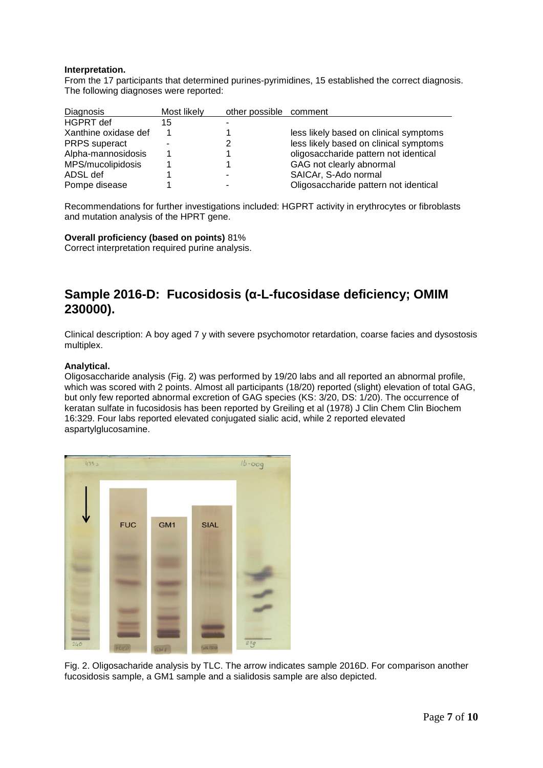**Interpretation.**
From the 17 participants that determined purines-pyrimidines, 15 established the correct diagnosis. The following diagnoses were reported:

| Diagnosis | Most likely | other possible | comment |
|---|---|---|---|
| HGPRT def | 15 | - | |
| Xanthine oxidase def | 1 | 1 | less likely based on clinical symptoms |
| PRPS superact | - | 2 | less likely based on clinical symptoms |
| Alpha-mannosidosis | 1 | 1 | oligosaccharide pattern not identical |
| MPS/mucolipidosis | 1 | 1 | GAG not clearly abnormal |
| ADSL def | 1 | - | SAICAr, S-Ado normal |
| Pompe disease | 1 | - | Oligosaccharide pattern not identical |

Recommendations for further investigations included: HGPRT activity in erythrocytes or fibroblasts and mutation analysis of the HPRT gene.

**Overall proficiency (based on points)** 81%
Correct interpretation required purine analysis.

## Sample 2016-D: Fucosidosis (α-L-fucosidase deficiency; OMIM 230000).

Clinical description: A boy aged 7 y with severe psychomotor retardation, coarse facies and dysostosis multiplex.

**Analytical.**
Oligosaccharide analysis (Fig. 2) was performed by 19/20 labs and all reported an abnormal profile, which was scored with 2 points. Almost all participants (18/20) reported (slight) elevation of total GAG, but only few reported abnormal excretion of GAG species (KS: 3/20, DS: 1/20). The occurrence of keratan sulfate in fucosidosis has been reported by Greiling et al (1978) J Clin Chem Clin Biochem 16:329. Four labs reported elevated conjugated sialic acid, while 2 reported elevated aspartylglucosamine.

Fig. 2. Oligosacharide analysis by TLC. The arrow indicates sample 2016D. For comparison another fucosidosis sample, a GM1 sample and a sialidosis sample are also depicted.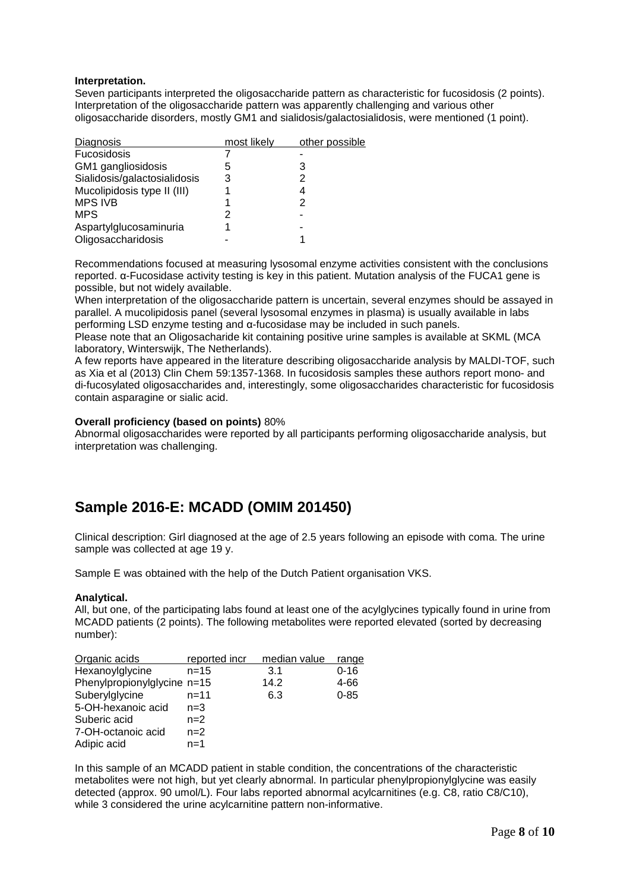**Interpretation.**
Seven participants interpreted the oligosaccharide pattern as characteristic for fucosidosis (2 points). Interpretation of the oligosaccharide pattern was apparently challenging and various other oligosaccharide disorders, mostly GM1 and sialidosis/galactosialidosis, were mentioned (1 point).

| Diagnosis | most likely | other possible |
|---|---|---|
| Fucosidosis | 7 | - |
| GM1 gangliosidosis | 5 | 3 |
| Sialidosis/galactosialidosis | 3 | 2 |
| Mucolipidosis type II (III) | 1 | 4 |
| MPS IVB | 1 | 2 |
| MPS | 2 | - |
| Aspartylglucosaminuria | 1 | - |
| Oligosaccharidosis | - | 1 |

Recommendations focused at measuring lysosomal enzyme activities consistent with the conclusions reported. α-Fucosidase activity testing is key in this patient. Mutation analysis of the FUCA1 gene is possible, but not widely available.
When interpretation of the oligosaccharide pattern is uncertain, several enzymes should be assayed in parallel. A mucolipidosis panel (several lysosomal enzymes in plasma) is usually available in labs performing LSD enzyme testing and α-fucosidase may be included in such panels.
Please note that an Oligosacharide kit containing positive urine samples is available at SKML (MCA laboratory, Winterswijk, The Netherlands).
A few reports have appeared in the literature describing oligosaccharide analysis by MALDI-TOF, such as Xia et al (2013) Clin Chem 59:1357-1368. In fucosidosis samples these authors report mono- and di-fucosylated oligosaccharides and, interestingly, some oligosaccharides characteristic for fucosidosis contain asparagine or sialic acid.

**Overall proficiency (based on points)** 80%
Abnormal oligosaccharides were reported by all participants performing oligosaccharide analysis, but interpretation was challenging.

## Sample 2016-E: MCADD (OMIM 201450)

Clinical description: Girl diagnosed at the age of 2.5 years following an episode with coma. The urine sample was collected at age 19 y.

Sample E was obtained with the help of the Dutch Patient organisation VKS.

**Analytical.**
All, but one, of the participating labs found at least one of the acylglycines typically found in urine from MCADD patients (2 points). The following metabolites were reported elevated (sorted by decreasing number):

| Organic acids | reported incr | median value | range |
|---|---|---|---|
| Hexanoylglycine | n=15 | 3.1 | 0-16 |
| Phenylpropionylglycine | n=15 | 14.2 | 4-66 |
| Suberylglycine | n=11 | 6.3 | 0-85 |
| 5-OH-hexanoic acid | n=3 | | |
| Suberic acid | n=2 | | |
| 7-OH-octanoic acid | n=2 | | |
| Adipic acid | n=1 | | |

In this sample of an MCADD patient in stable condition, the concentrations of the characteristic metabolites were not high, but yet clearly abnormal. In particular phenylpropionylglycine was easily detected (approx. 90 umol/L). Four labs reported abnormal acylcarnitines (e.g. C8, ratio C8/C10), while 3 considered the urine acylcarnitine pattern non-informative.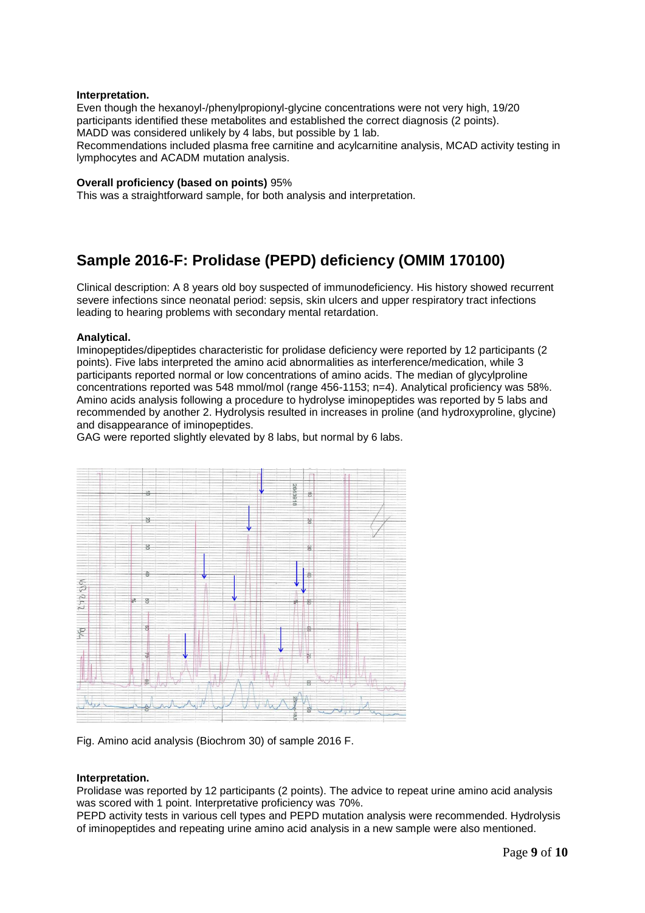### Interpretation.

Even though the hexanoyl-/phenylpropionyl-glycine concentrations were not very high, 19/20 participants identified these metabolites and established the correct diagnosis (2 points).
MADD was considered unlikely by 4 labs, but possible by 1 lab.
Recommendations included plasma free carnitine and acylcarnitine analysis, MCAD activity testing in lymphocytes and ACADM mutation analysis.

**Overall proficiency (based on points)** 95%

This was a straightforward sample, for both analysis and interpretation.

## Sample 2016-F: Prolidase (PEPD) deficiency (OMIM 170100)

Clinical description: A 8 years old boy suspected of immunodeficiency. His history showed recurrent severe infections since neonatal period: sepsis, skin ulcers and upper respiratory tract infections leading to hearing problems with secondary mental retardation.

### Analytical.

Iminopeptides/dipeptides characteristic for prolidase deficiency were reported by 12 participants (2 points). Five labs interpreted the amino acid abnormalities as interference/medication, while 3 participants reported normal or low concentrations of amino acids. The median of glycylproline concentrations reported was 548 mmol/mol (range 456-1153; n=4). Analytical proficiency was 58%.
Amino acids analysis following a procedure to hydrolyse iminopeptides was reported by 5 labs and recommended by another 2. Hydrolysis resulted in increases in proline (and hydroxyproline, glycine) and disappearance of iminopeptides.
GAG were reported slightly elevated by 8 labs, but normal by 6 labs.

Fig. Amino acid analysis (Biochrom 30) of sample 2016 F.

### Interpretation.

Prolidase was reported by 12 participants (2 points). The advice to repeat urine amino acid analysis was scored with 1 point. Interpretative proficiency was 70%.
PEPD activity tests in various cell types and PEPD mutation analysis were recommended. Hydrolysis of iminopeptides and repeating urine amino acid analysis in a new sample were also mentioned.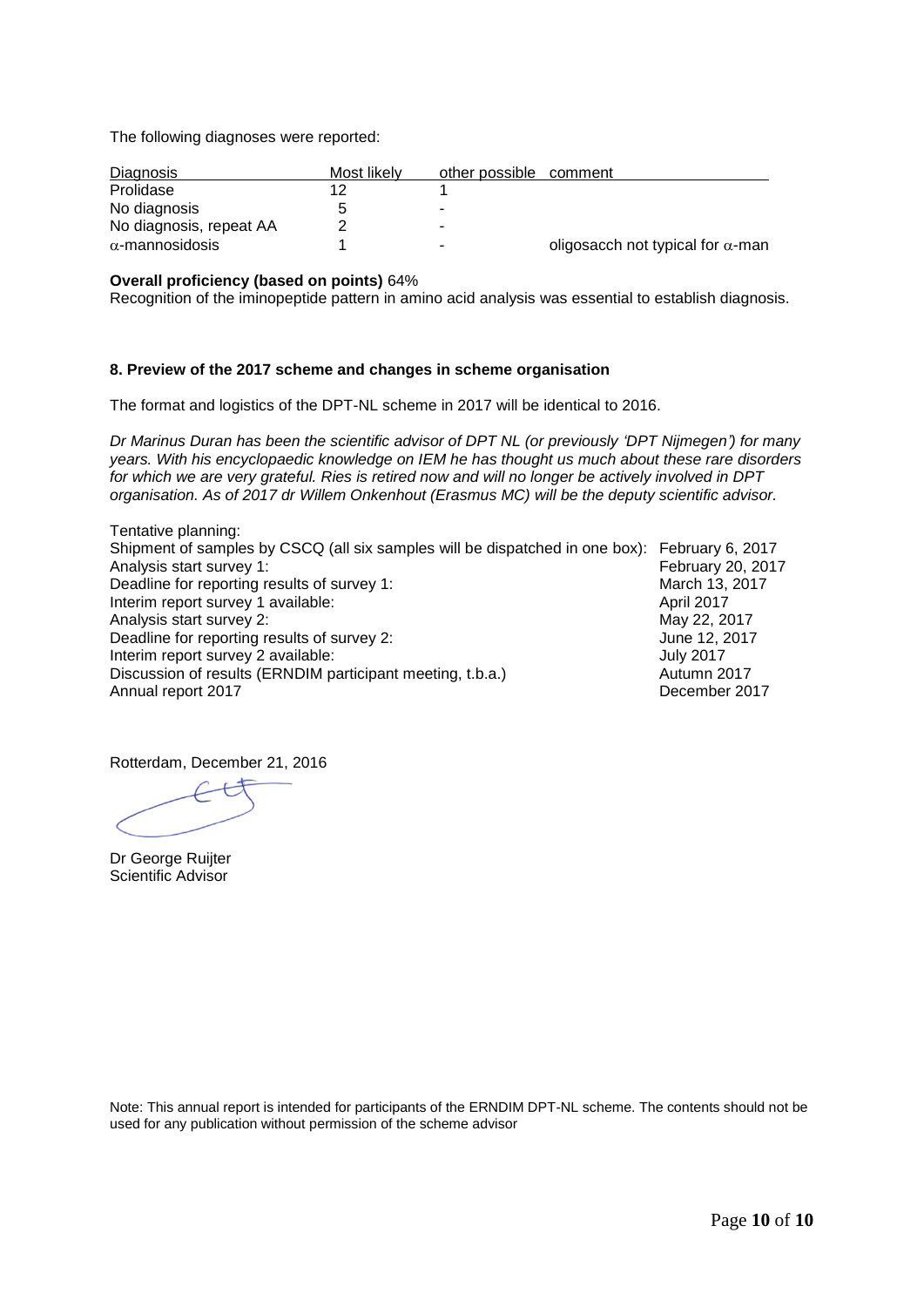The following diagnoses were reported:

| Diagnosis | Most likely | other possible | comment |
|---|---|---|---|
| Prolidase | 12 | 1 | |
| No diagnosis | 5 | - | |
| No diagnosis, repeat AA | 2 | - | |
| α-mannosidosis | 1 | - | oligosacch not typical for α-man |

**Overall proficiency (based on points)** 64%

Recognition of the iminopeptide pattern in amino acid analysis was essential to establish diagnosis.

### 8. Preview of the 2017 scheme and changes in scheme organisation

The format and logistics of the DPT-NL scheme in 2017 will be identical to 2016.

*Dr Marinus Duran has been the scientific advisor of DPT NL (or previously 'DPT Nijmegen') for many years. With his encyclopaedic knowledge on IEM he has thought us much about these rare disorders for which we are very grateful. Ries is retired now and will no longer be actively involved in DPT organisation. As of 2017 dr Willem Onkenhout (Erasmus MC) will be the deputy scientific advisor.*

Tentative planning:

| | |
|---|---|
| Shipment of samples by CSCQ (all six samples will be dispatched in one box): | February 6, 2017 |
| Analysis start survey 1: | February 20, 2017 |
| Deadline for reporting results of survey 1: | March 13, 2017 |
| Interim report survey 1 available: | April 2017 |
| Analysis start survey 2: | May 22, 2017 |
| Deadline for reporting results of survey 2: | June 12, 2017 |
| Interim report survey 2 available: | July 2017 |
| Discussion of results (ERNDIM participant meeting, t.b.a.) | Autumn 2017 |
| Annual report 2017 | December 2017 |

Rotterdam, December 21, 2016

Dr George Ruijter
Scientific Advisor

Note: This annual report is intended for participants of the ERNDIM DPT-NL scheme. The contents should not be used for any publication without permission of the scheme advisor